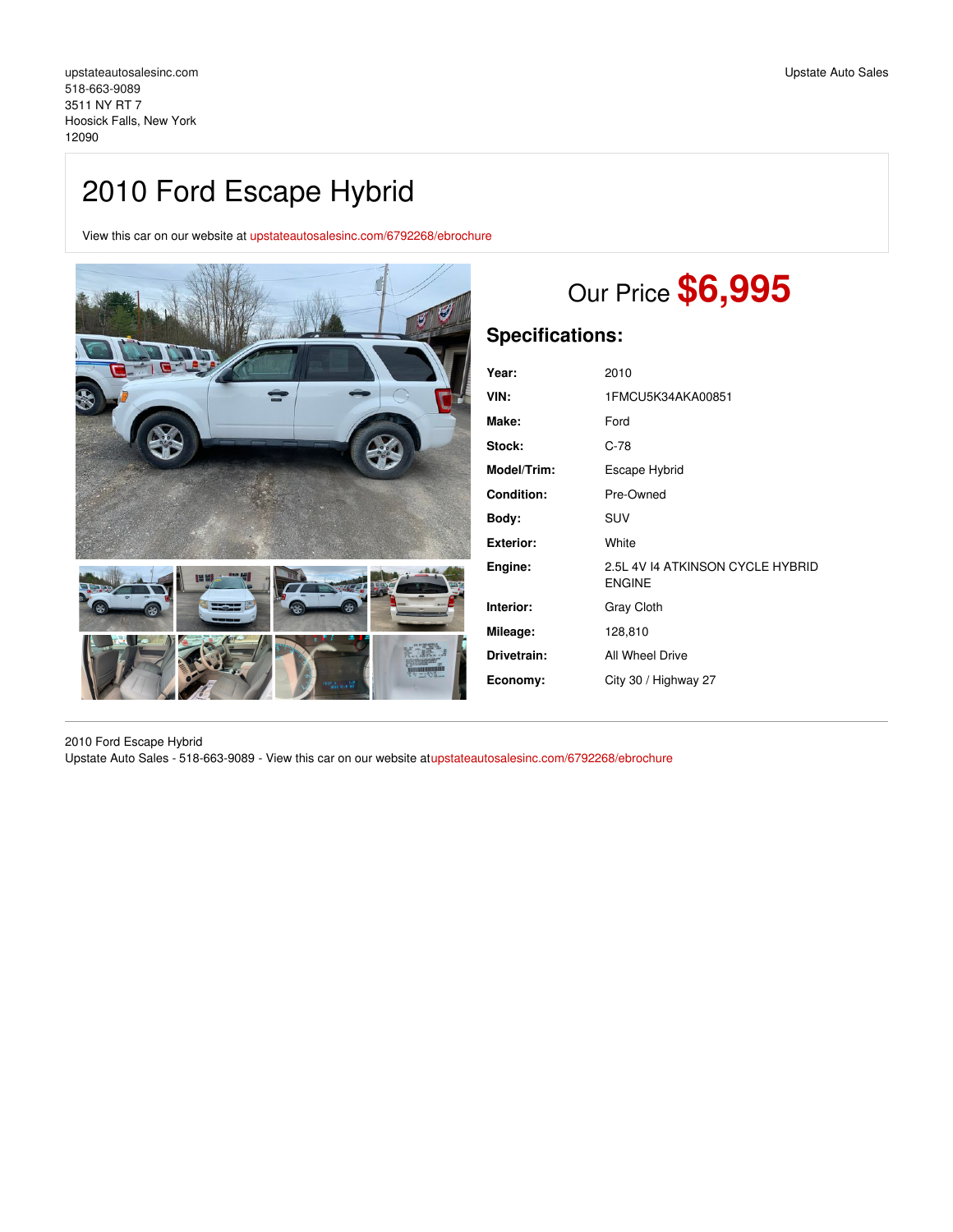upstateautosalesinc.com
518-663-9089
3511 NY RT 7
Hoosick Falls, New York
12090

Upstate Auto Sales

# 2010 Ford Escape Hybrid

View this car on our website at upstateautosalesinc.com/6792268/ebrochure

## Our Price **$6,995**

## Specifications:

| | |
|---|---|
| **Year:** | 2010 |
| **VIN:** | 1FMCU5K34AKA00851 |
| **Make:** | Ford |
| **Stock:** | C-78 |
| **Model/Trim:** | Escape Hybrid |
| **Condition:** | Pre-Owned |
| **Body:** | SUV |
| **Exterior:** | White |
| **Engine:** | 2.5L 4V I4 ATKINSON CYCLE HYBRID ENGINE |
| **Interior:** | Gray Cloth |
| **Mileage:** | 128,810 |
| **Drivetrain:** | All Wheel Drive |
| **Economy:** | City 30 / Highway 27 |

2010 Ford Escape Hybrid
Upstate Auto Sales - 518-663-9089 - View this car on our website at upstateautosalesinc.com/6792268/ebrochure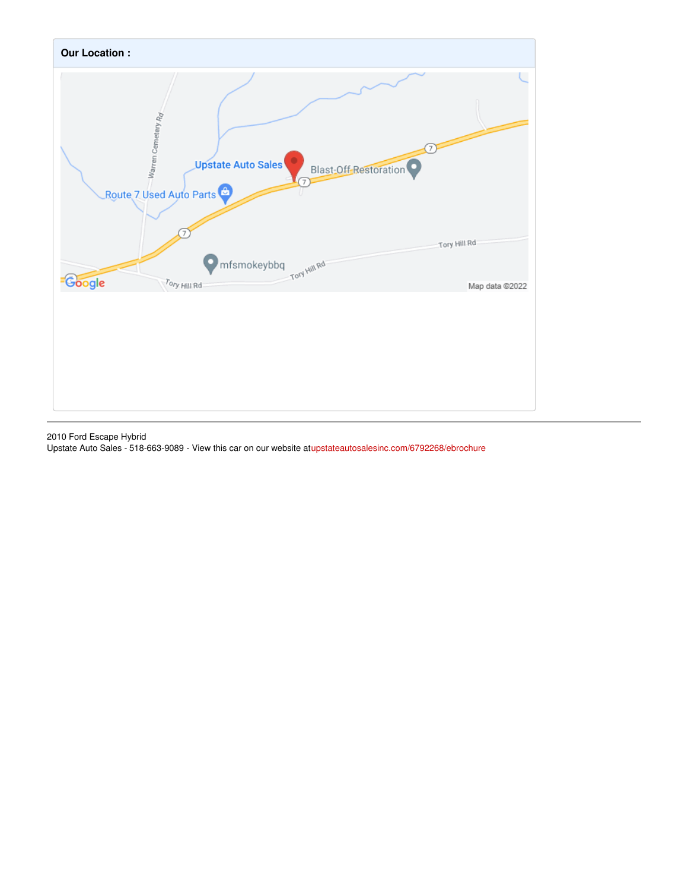**Our Location :**

2010 Ford Escape Hybrid
Upstate Auto Sales - 518-663-9089 - View this car on our website atupstateautosalesinc.com/6792268/ebrochure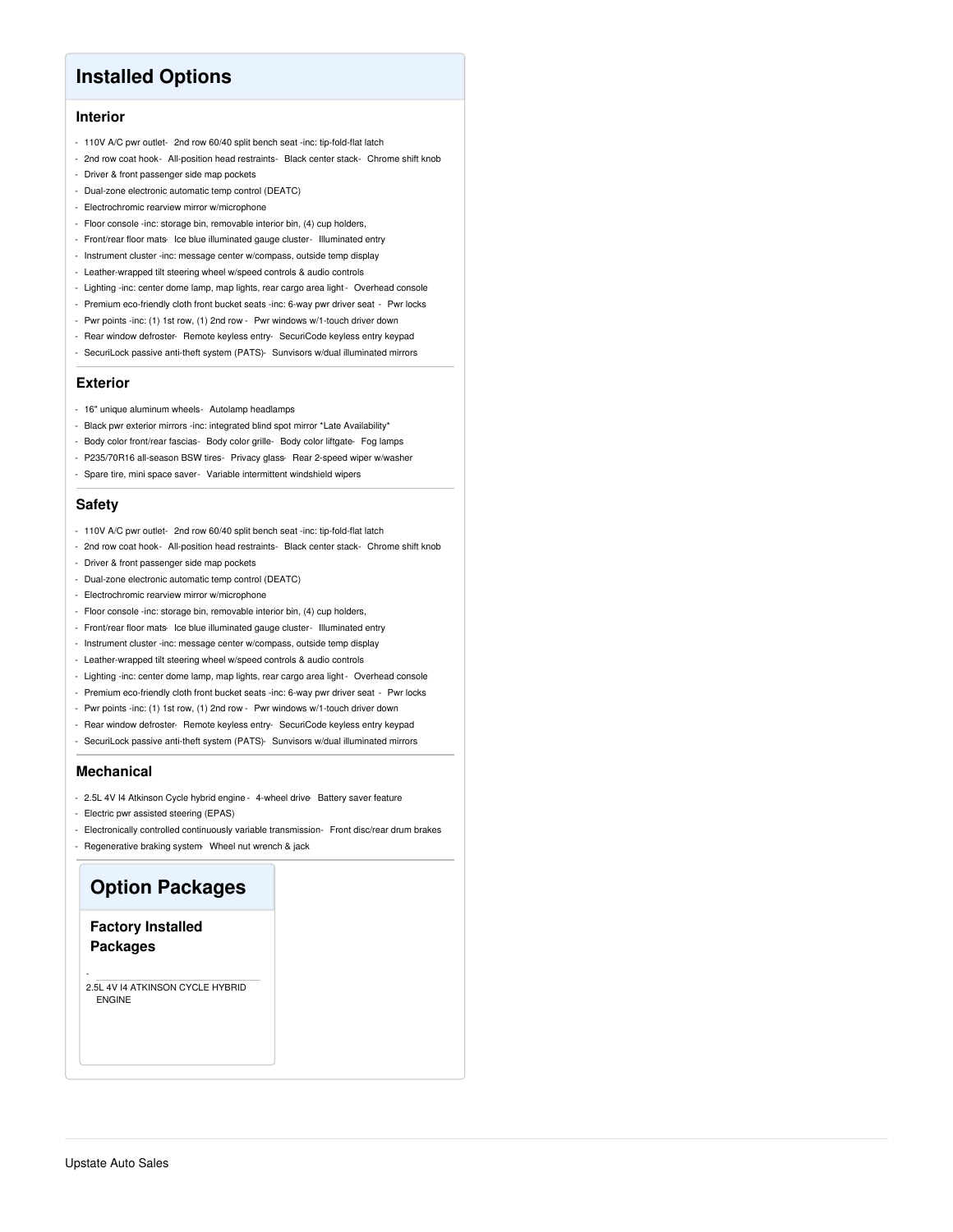## Installed Options

### Interior

- 110V A/C pwr outlet- 2nd row 60/40 split bench seat -inc: tip-fold-flat latch
- 2nd row coat hook- All-position head restraints- Black center stack- Chrome shift knob
- Driver & front passenger side map pockets
- Dual-zone electronic automatic temp control (DEATC)
- Electrochromic rearview mirror w/microphone
- Floor console -inc: storage bin, removable interior bin, (4) cup holders,
- Front/rear floor mats- Ice blue illuminated gauge cluster- Illuminated entry
- Instrument cluster -inc: message center w/compass, outside temp display
- Leather-wrapped tilt steering wheel w/speed controls & audio controls
- Lighting -inc: center dome lamp, map lights, rear cargo area light - Overhead console
- Premium eco-friendly cloth front bucket seats -inc: 6-way pwr driver seat - Pwr locks
- Pwr points -inc: (1) 1st row, (1) 2nd row - Pwr windows w/1-touch driver down
- Rear window defroster- Remote keyless entry- SecuriCode keyless entry keypad
- SecuriLock passive anti-theft system (PATS)- Sunvisors w/dual illuminated mirrors

### Exterior

- 16" unique aluminum wheels- Autolamp headlamps
- Black pwr exterior mirrors -inc: integrated blind spot mirror *Late Availability*
- Body color front/rear fascias- Body color grille- Body color liftgate- Fog lamps
- P235/70R16 all-season BSW tires- Privacy glass- Rear 2-speed wiper w/washer
- Spare tire, mini space saver- Variable intermittent windshield wipers

### Safety

- 110V A/C pwr outlet- 2nd row 60/40 split bench seat -inc: tip-fold-flat latch
- 2nd row coat hook- All-position head restraints- Black center stack- Chrome shift knob
- Driver & front passenger side map pockets
- Dual-zone electronic automatic temp control (DEATC)
- Electrochromic rearview mirror w/microphone
- Floor console -inc: storage bin, removable interior bin, (4) cup holders,
- Front/rear floor mats- Ice blue illuminated gauge cluster- Illuminated entry
- Instrument cluster -inc: message center w/compass, outside temp display
- Leather-wrapped tilt steering wheel w/speed controls & audio controls
- Lighting -inc: center dome lamp, map lights, rear cargo area light - Overhead console
- Premium eco-friendly cloth front bucket seats -inc: 6-way pwr driver seat - Pwr locks
- Pwr points -inc: (1) 1st row, (1) 2nd row - Pwr windows w/1-touch driver down
- Rear window defroster- Remote keyless entry- SecuriCode keyless entry keypad
- SecuriLock passive anti-theft system (PATS)- Sunvisors w/dual illuminated mirrors

### Mechanical

- 2.5L 4V I4 Atkinson Cycle hybrid engine - 4-wheel drive- Battery saver feature
- Electric pwr assisted steering (EPAS)
- Electronically controlled continuously variable transmission- Front disc/rear drum brakes
- Regenerative braking system- Wheel nut wrench & jack

## Option Packages

### Factory Installed Packages

- 2.5L 4V I4 ATKINSON CYCLE HYBRID ENGINE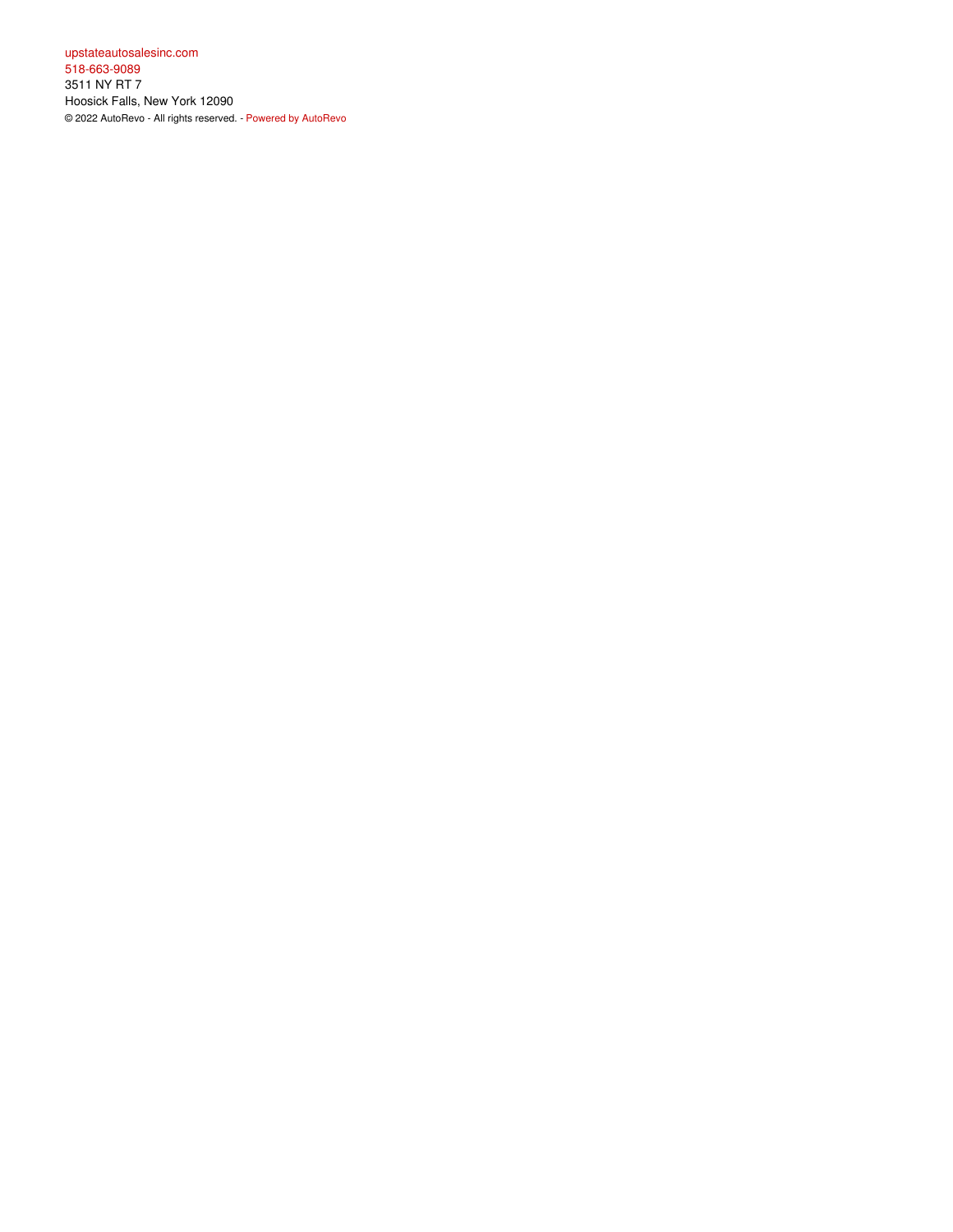upstateautosalesinc.com
518-663-9089
3511 NY RT 7
Hoosick Falls, New York 12090
© 2022 AutoRevo - All rights reserved. - Powered by AutoRevo